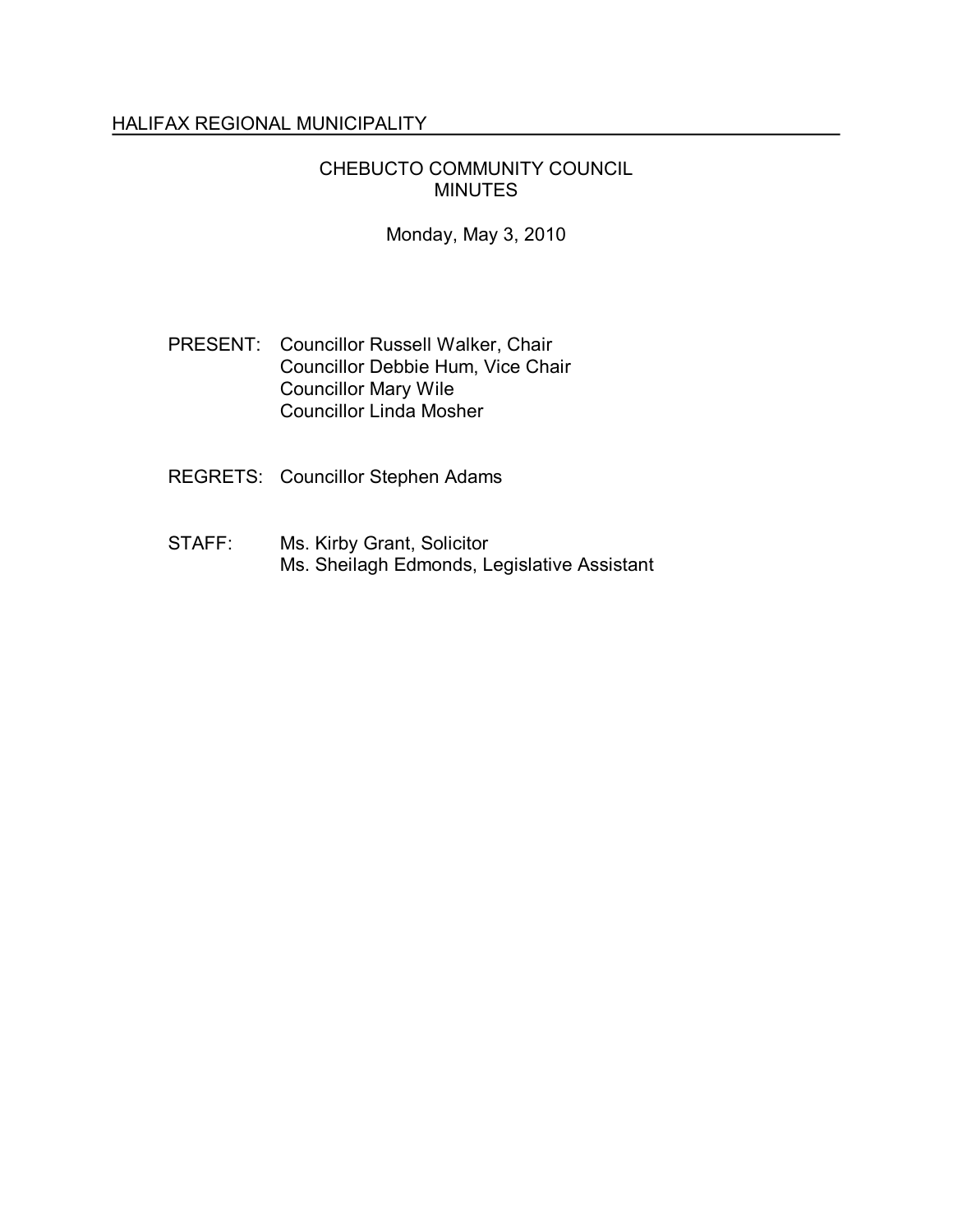HALIFAX REGIONAL MUNICIPALITY

# CHEBUCTO COMMUNITY COUNCIL
# MINUTES

Monday, May 3, 2010

PRESENT: Councillor Russell Walker, Chair
Councillor Debbie Hum, Vice Chair
Councillor Mary Wile
Councillor Linda Mosher

REGRETS: Councillor Stephen Adams

STAFF: Ms. Kirby Grant, Solicitor
Ms. Sheilagh Edmonds, Legislative Assistant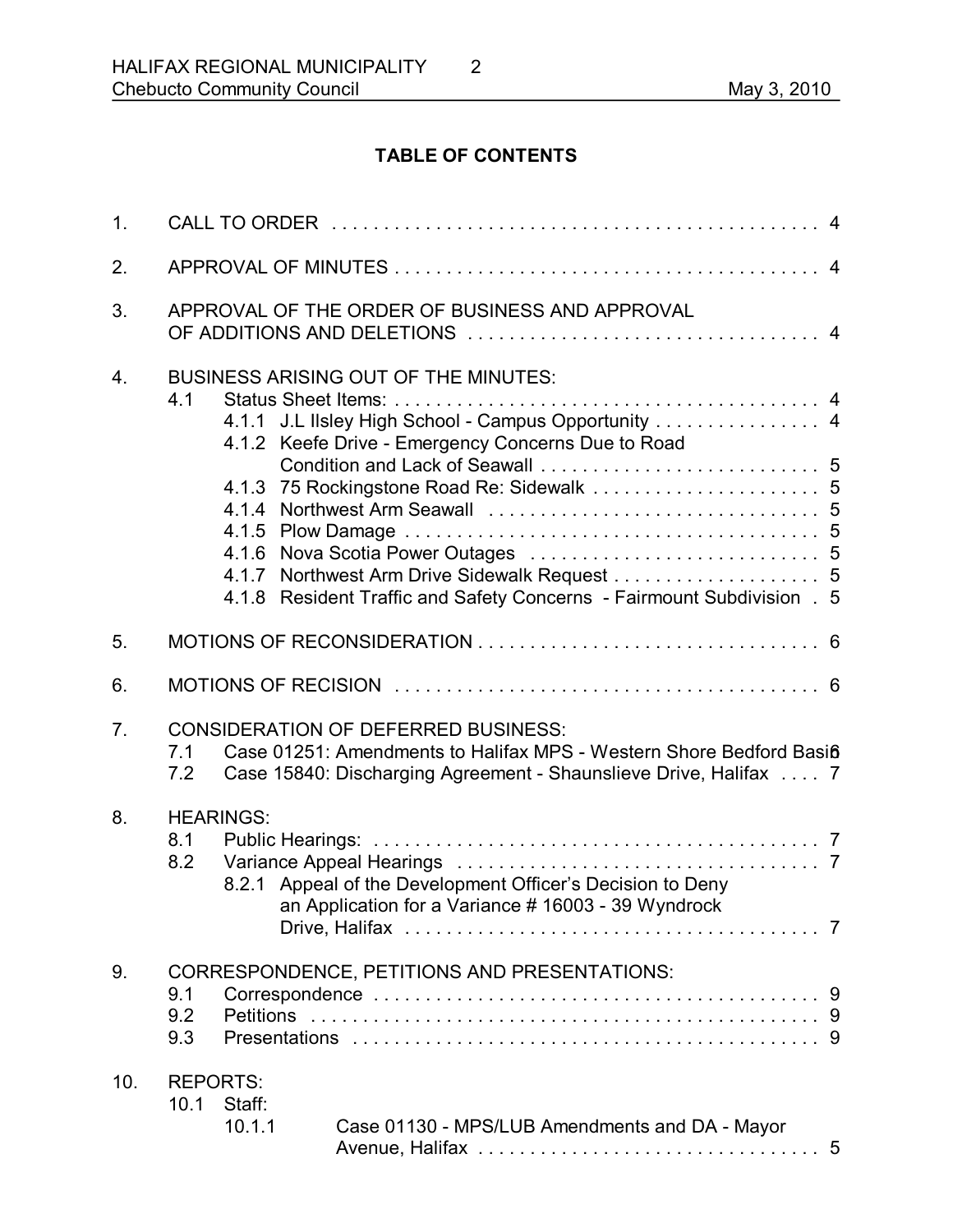## TABLE OF CONTENTS

1. CALL TO ORDER . . . . . . . . . . . . . . . . . . . . . . . . . . . . . . . . . . . . . . . . . . . . . . . 4

2. APPROVAL OF MINUTES . . . . . . . . . . . . . . . . . . . . . . . . . . . . . . . . . . . . . . . . . 4

3. APPROVAL OF THE ORDER OF BUSINESS AND APPROVAL OF ADDITIONS AND DELETIONS . . . . . . . . . . . . . . . . . . . . . . . . . . . . . . . . . 4

4. BUSINESS ARISING OUT OF THE MINUTES:
   - 4.1 Status Sheet Items: . . . . . . . . . . . . . . . . . . . . . . . . . . . . . . . . . . . . . . . . 4
     - 4.1.1 J.L Ilsley High School - Campus Opportunity . . . . . . . . . . . . . . . . 4
     - 4.1.2 Keefe Drive - Emergency Concerns Due to Road Condition and Lack of Seawall . . . . . . . . . . . . . . . . . . . . . . . . . . . 5
     - 4.1.3 75 Rockingstone Road Re: Sidewalk . . . . . . . . . . . . . . . . . . . . . . 5
     - 4.1.4 Northwest Arm Seawall . . . . . . . . . . . . . . . . . . . . . . . . . . . . . . . . 5
     - 4.1.5 Plow Damage . . . . . . . . . . . . . . . . . . . . . . . . . . . . . . . . . . . . . . . 5
     - 4.1.6 Nova Scotia Power Outages . . . . . . . . . . . . . . . . . . . . . . . . . . . . 5
     - 4.1.7 Northwest Arm Drive Sidewalk Request . . . . . . . . . . . . . . . . . . . . 5
     - 4.1.8 Resident Traffic and Safety Concerns - Fairmount Subdivision . 5

5. MOTIONS OF RECONSIDERATION . . . . . . . . . . . . . . . . . . . . . . . . . . . . . . . . . 6

6. MOTIONS OF RECISION . . . . . . . . . . . . . . . . . . . . . . . . . . . . . . . . . . . . . . . . . 6

7. CONSIDERATION OF DEFERRED BUSINESS:
   - 7.1 Case 01251: Amendments to Halifax MPS - Western Shore Bedford Basin 6
   - 7.2 Case 15840: Discharging Agreement - Shaunslieve Drive, Halifax . . . . 7

8. HEARINGS:
   - 8.1 Public Hearings: . . . . . . . . . . . . . . . . . . . . . . . . . . . . . . . . . . . . . . . . . . 7
   - 8.2 Variance Appeal Hearings . . . . . . . . . . . . . . . . . . . . . . . . . . . . . . . . . . 7
     - 8.2.1 Appeal of the Development Officer's Decision to Deny an Application for a Variance # 16003 - 39 Wyndrock Drive, Halifax . . . . . . . . . . . . . . . . . . . . . . . . . . . . . . . . . . . . . . . 7

9. CORRESPONDENCE, PETITIONS AND PRESENTATIONS:
   - 9.1 Correspondence . . . . . . . . . . . . . . . . . . . . . . . . . . . . . . . . . . . . . . . . . . 9
   - 9.2 Petitions . . . . . . . . . . . . . . . . . . . . . . . . . . . . . . . . . . . . . . . . . . . . . . . 9
   - 9.3 Presentations . . . . . . . . . . . . . . . . . . . . . . . . . . . . . . . . . . . . . . . . . . . 9

10. REPORTS:
    - 10.1 Staff:
      - 10.1.1 Case 01130 - MPS/LUB Amendments and DA - Mayor Avenue, Halifax . . . . . . . . . . . . . . . . . . . . . . . . . . . . . . . . 5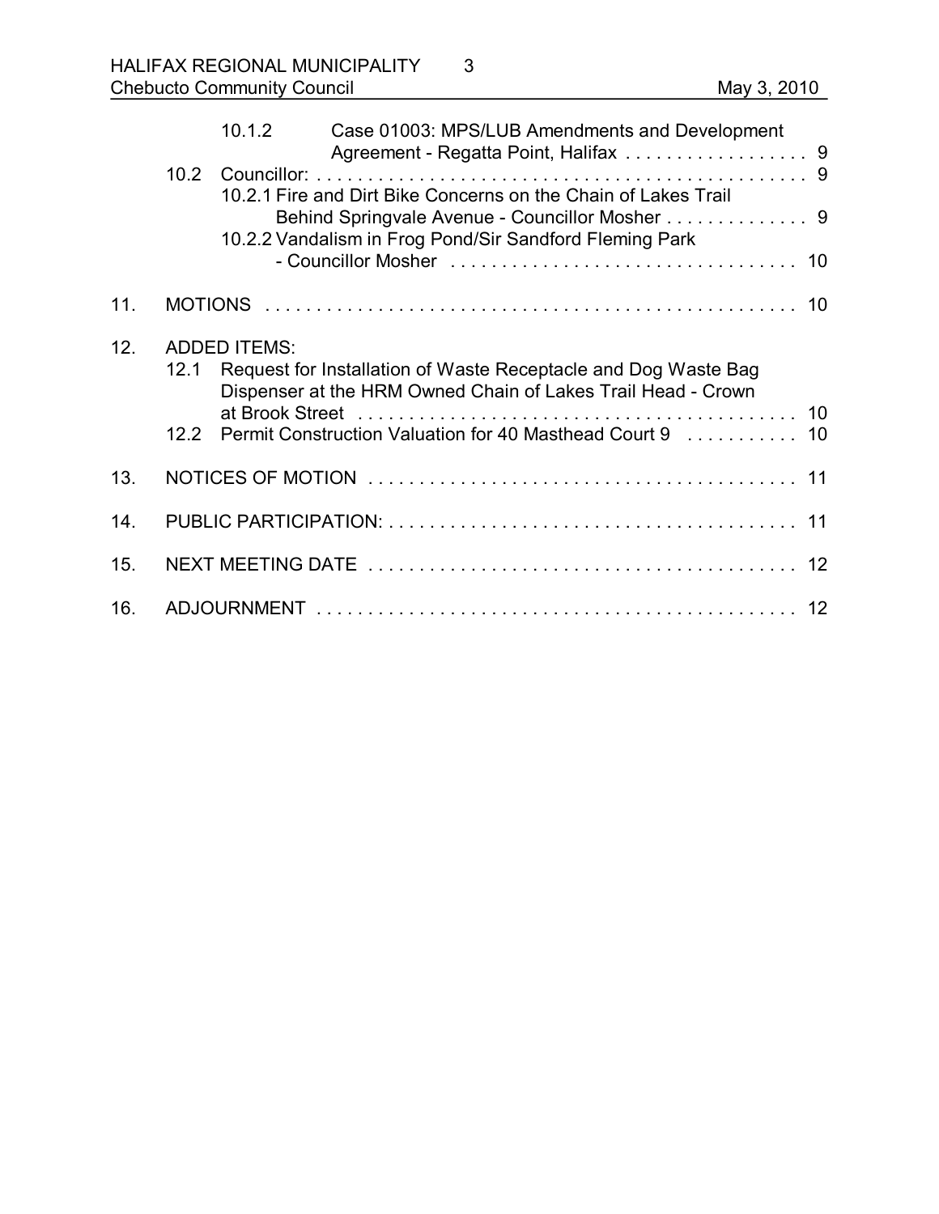10.1.2 Case 01003: MPS/LUB Amendments and Development Agreement - Regatta Point, Halifax . . . . . . . . . . . . . . . . . . 9

10.2 Councillor: . . . . . . . . . . . . . . . . . . . . . . . . . . . . . . . . . . . . . . . . . . . . . . . . . 9

10.2.1 Fire and Dirt Bike Concerns on the Chain of Lakes Trail Behind Springvale Avenue - Councillor Mosher . . . . . . . . . . . . . . 9

10.2.2 Vandalism in Frog Pond/Sir Sandford Fleming Park - Councillor Mosher . . . . . . . . . . . . . . . . . . . . . . . . . . . . . . . . . . . 10

11. MOTIONS . . . . . . . . . . . . . . . . . . . . . . . . . . . . . . . . . . . . . . . . . . . . . . . . . . . 10

12. ADDED ITEMS:

12.1 Request for Installation of Waste Receptacle and Dog Waste Bag Dispenser at the HRM Owned Chain of Lakes Trail Head - Crown at Brook Street . . . . . . . . . . . . . . . . . . . . . . . . . . . . . . . . . . . . . . . . . . . 10

12.2 Permit Construction Valuation for 40 Masthead Court 9 . . . . . . . . . . . 10

13. NOTICES OF MOTION . . . . . . . . . . . . . . . . . . . . . . . . . . . . . . . . . . . . . . . . . . 11

14. PUBLIC PARTICIPATION: . . . . . . . . . . . . . . . . . . . . . . . . . . . . . . . . . . . . . . . . 11

15. NEXT MEETING DATE . . . . . . . . . . . . . . . . . . . . . . . . . . . . . . . . . . . . . . . . . . 12

16. ADJOURNMENT . . . . . . . . . . . . . . . . . . . . . . . . . . . . . . . . . . . . . . . . . . . . . . . 12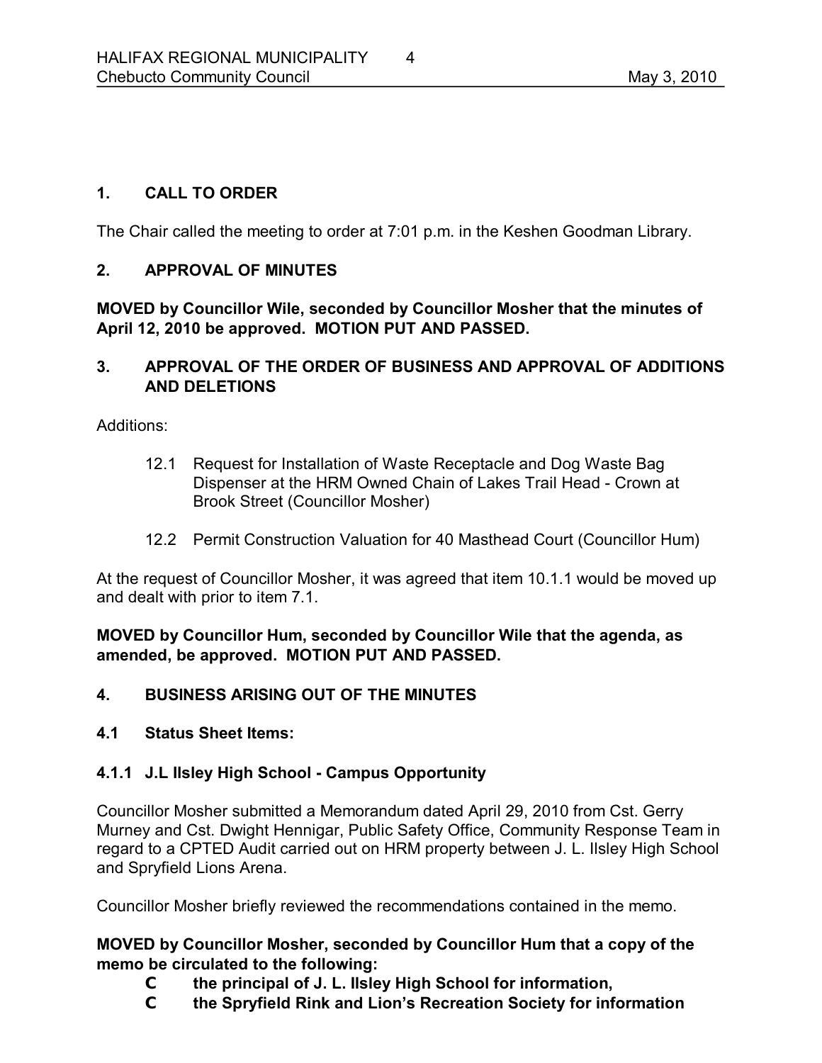## 1. CALL TO ORDER

The Chair called the meeting to order at 7:01 p.m. in the Keshen Goodman Library.

## 2. APPROVAL OF MINUTES

**MOVED by Councillor Wile, seconded by Councillor Mosher that the minutes of April 12, 2010 be approved. MOTION PUT AND PASSED.**

## 3. APPROVAL OF THE ORDER OF BUSINESS AND APPROVAL OF ADDITIONS AND DELETIONS

Additions:

12.1 Request for Installation of Waste Receptacle and Dog Waste Bag Dispenser at the HRM Owned Chain of Lakes Trail Head - Crown at Brook Street (Councillor Mosher)

12.2 Permit Construction Valuation for 40 Masthead Court (Councillor Hum)

At the request of Councillor Mosher, it was agreed that item 10.1.1 would be moved up and dealt with prior to item 7.1.

**MOVED by Councillor Hum, seconded by Councillor Wile that the agenda, as amended, be approved. MOTION PUT AND PASSED.**

## 4. BUSINESS ARISING OUT OF THE MINUTES

### 4.1 Status Sheet Items:

### 4.1.1 J.L Ilsley High School - Campus Opportunity

Councillor Mosher submitted a Memorandum dated April 29, 2010 from Cst. Gerry Murney and Cst. Dwight Hennigar, Public Safety Office, Community Response Team in regard to a CPTED Audit carried out on HRM property between J. L. Ilsley High School and Spryfield Lions Arena.

Councillor Mosher briefly reviewed the recommendations contained in the memo.

**MOVED by Councillor Mosher, seconded by Councillor Hum that a copy of the memo be circulated to the following:**

- **the principal of J. L. Ilsley High School for information,**
- **the Spryfield Rink and Lion's Recreation Society for information**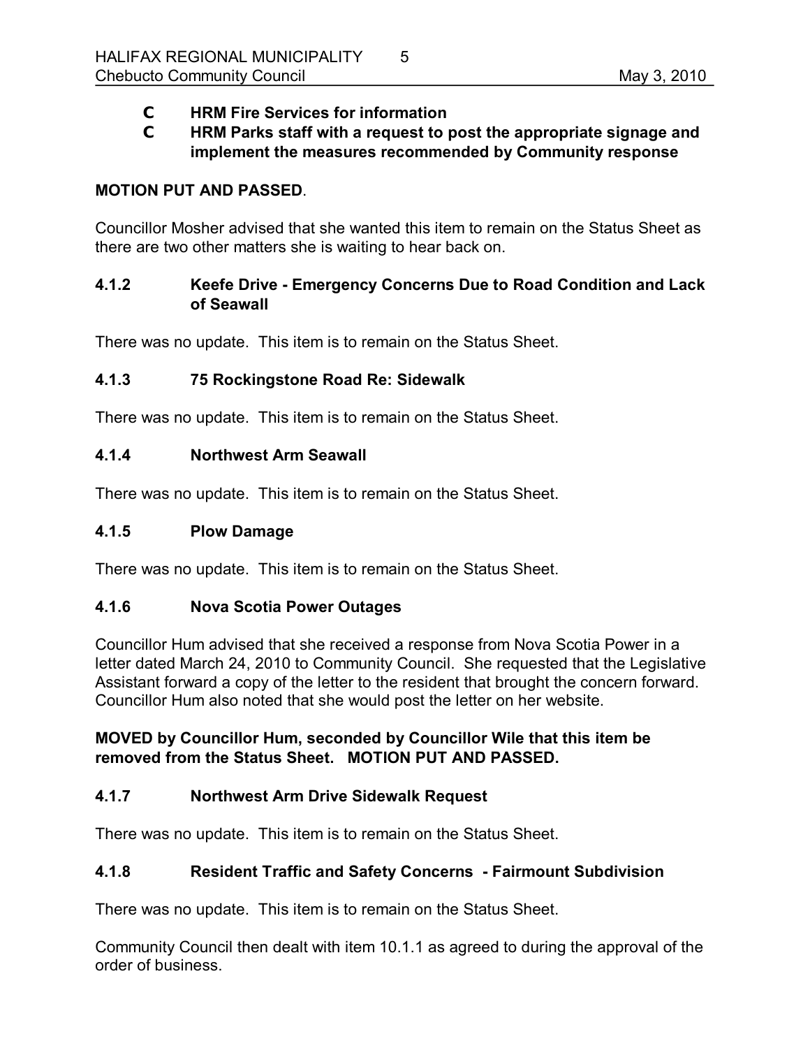- **HRM Fire Services for information**
- **HRM Parks staff with a request to post the appropriate signage and implement the measures recommended by Community response**

**MOTION PUT AND PASSED**.

Councillor Mosher advised that she wanted this item to remain on the Status Sheet as there are two other matters she is waiting to hear back on.

### 4.1.2 Keefe Drive - Emergency Concerns Due to Road Condition and Lack of Seawall

There was no update. This item is to remain on the Status Sheet.

### 4.1.3 75 Rockingstone Road Re: Sidewalk

There was no update. This item is to remain on the Status Sheet.

### 4.1.4 Northwest Arm Seawall

There was no update. This item is to remain on the Status Sheet.

### 4.1.5 Plow Damage

There was no update. This item is to remain on the Status Sheet.

### 4.1.6 Nova Scotia Power Outages

Councillor Hum advised that she received a response from Nova Scotia Power in a letter dated March 24, 2010 to Community Council. She requested that the Legislative Assistant forward a copy of the letter to the resident that brought the concern forward. Councillor Hum also noted that she would post the letter on her website.

**MOVED by Councillor Hum, seconded by Councillor Wile that this item be removed from the Status Sheet. MOTION PUT AND PASSED.**

### 4.1.7 Northwest Arm Drive Sidewalk Request

There was no update. This item is to remain on the Status Sheet.

### 4.1.8 Resident Traffic and Safety Concerns - Fairmount Subdivision

There was no update. This item is to remain on the Status Sheet.

Community Council then dealt with item 10.1.1 as agreed to during the approval of the order of business.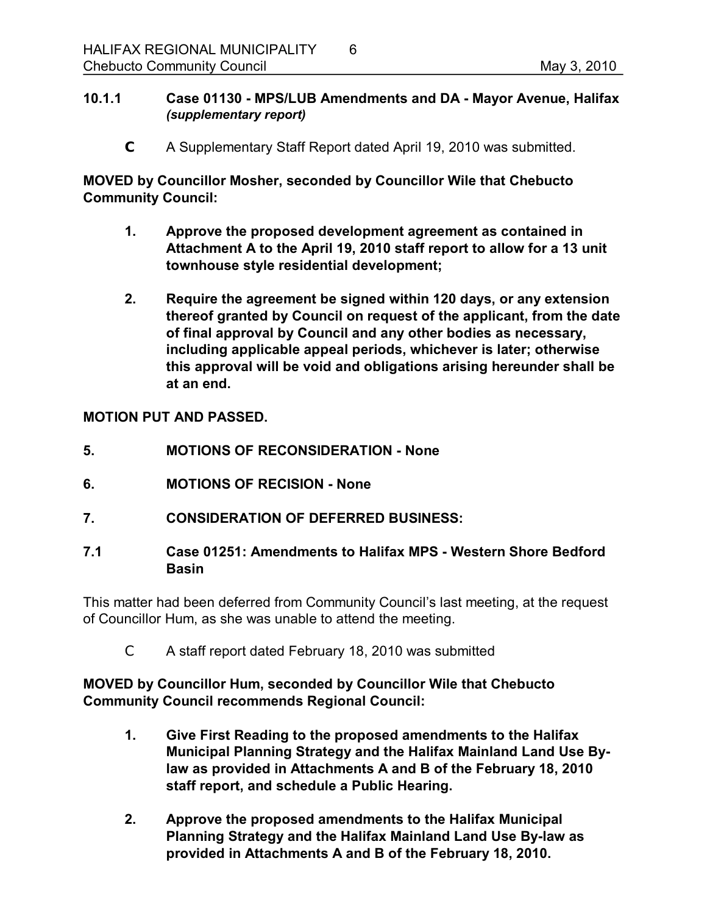**10.1.1 Case 01130 - MPS/LUB Amendments and DA - Mayor Avenue, Halifax** ***(supplementary report)***

- C A Supplementary Staff Report dated April 19, 2010 was submitted.

**MOVED by Councillor Mosher, seconded by Councillor Wile that Chebucto Community Council:**

1. **Approve the proposed development agreement as contained in Attachment A to the April 19, 2010 staff report to allow for a 13 unit townhouse style residential development;**
2. **Require the agreement be signed within 120 days, or any extension thereof granted by Council on request of the applicant, from the date of final approval by Council and any other bodies as necessary, including applicable appeal periods, whichever is later; otherwise this approval will be void and obligations arising hereunder shall be at an end.**

**MOTION PUT AND PASSED.**

## 5. MOTIONS OF RECONSIDERATION - None

## 6. MOTIONS OF RECISION - None

## 7. CONSIDERATION OF DEFERRED BUSINESS:

### 7.1 Case 01251: Amendments to Halifax MPS - Western Shore Bedford Basin

This matter had been deferred from Community Council's last meeting, at the request of Councillor Hum, as she was unable to attend the meeting.

- C A staff report dated February 18, 2010 was submitted

**MOVED by Councillor Hum, seconded by Councillor Wile that Chebucto Community Council recommends Regional Council:**

1. **Give First Reading to the proposed amendments to the Halifax Municipal Planning Strategy and the Halifax Mainland Land Use By-law as provided in Attachments A and B of the February 18, 2010 staff report, and schedule a Public Hearing.**
2. **Approve the proposed amendments to the Halifax Municipal Planning Strategy and the Halifax Mainland Land Use By-law as provided in Attachments A and B of the February 18, 2010.**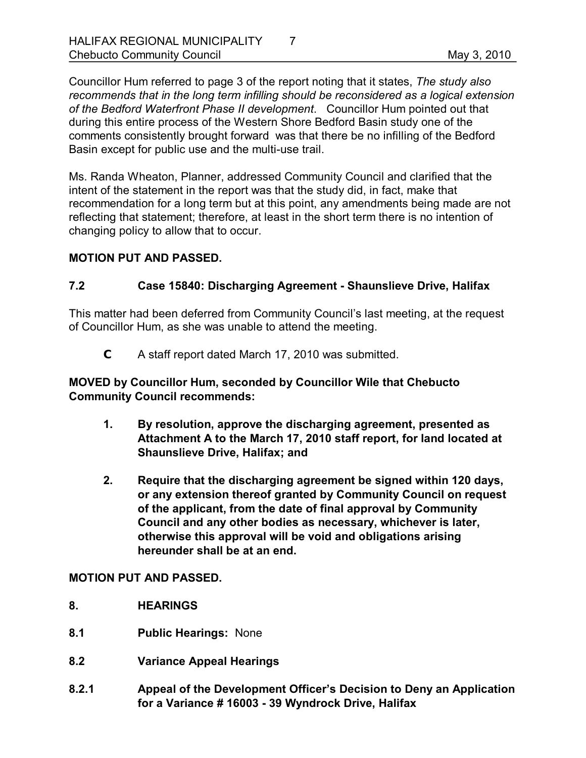Councillor Hum referred to page 3 of the report noting that it states, *The study also recommends that in the long term infilling should be reconsidered as a logical extension of the Bedford Waterfront Phase II development*. Councillor Hum pointed out that during this entire process of the Western Shore Bedford Basin study one of the comments consistently brought forward was that there be no infilling of the Bedford Basin except for public use and the multi-use trail.

Ms. Randa Wheaton, Planner, addressed Community Council and clarified that the intent of the statement in the report was that the study did, in fact, make that recommendation for a long term but at this point, any amendments being made are not reflecting that statement; therefore, at least in the short term there is no intention of changing policy to allow that to occur.

**MOTION PUT AND PASSED.**

## 7.2 Case 15840: Discharging Agreement - Shaunslieve Drive, Halifax

This matter had been deferred from Community Council's last meeting, at the request of Councillor Hum, as she was unable to attend the meeting.

- A staff report dated March 17, 2010 was submitted.

**MOVED by Councillor Hum, seconded by Councillor Wile that Chebucto Community Council recommends:**

1. **By resolution, approve the discharging agreement, presented as Attachment A to the March 17, 2010 staff report, for land located at Shaunslieve Drive, Halifax; and**

2. **Require that the discharging agreement be signed within 120 days, or any extension thereof granted by Community Council on request of the applicant, from the date of final approval by Community Council and any other bodies as necessary, whichever is later, otherwise this approval will be void and obligations arising hereunder shall be at an end.**

**MOTION PUT AND PASSED.**

## 8. HEARINGS

## 8.1 Public Hearings: None

## 8.2 Variance Appeal Hearings

### 8.2.1 Appeal of the Development Officer's Decision to Deny an Application for a Variance # 16003 - 39 Wyndrock Drive, Halifax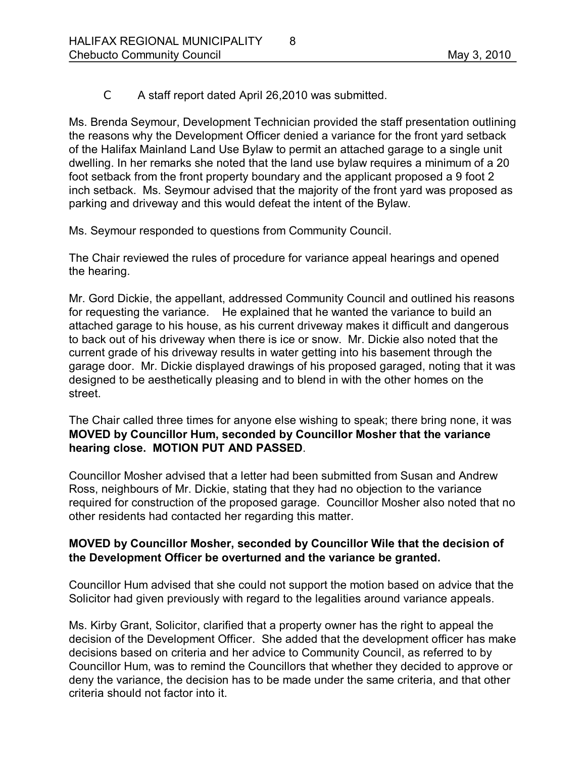C A staff report dated April 26,2010 was submitted.

Ms. Brenda Seymour, Development Technician provided the staff presentation outlining the reasons why the Development Officer denied a variance for the front yard setback of the Halifax Mainland Land Use Bylaw to permit an attached garage to a single unit dwelling. In her remarks she noted that the land use bylaw requires a minimum of a 20 foot setback from the front property boundary and the applicant proposed a 9 foot 2 inch setback. Ms. Seymour advised that the majority of the front yard was proposed as parking and driveway and this would defeat the intent of the Bylaw.

Ms. Seymour responded to questions from Community Council.

The Chair reviewed the rules of procedure for variance appeal hearings and opened the hearing.

Mr. Gord Dickie, the appellant, addressed Community Council and outlined his reasons for requesting the variance. He explained that he wanted the variance to build an attached garage to his house, as his current driveway makes it difficult and dangerous to back out of his driveway when there is ice or snow. Mr. Dickie also noted that the current grade of his driveway results in water getting into his basement through the garage door. Mr. Dickie displayed drawings of his proposed garaged, noting that it was designed to be aesthetically pleasing and to blend in with the other homes on the street.

The Chair called three times for anyone else wishing to speak; there bring none, it was **MOVED by Councillor Hum, seconded by Councillor Mosher that the variance hearing close. MOTION PUT AND PASSED**.

Councillor Mosher advised that a letter had been submitted from Susan and Andrew Ross, neighbours of Mr. Dickie, stating that they had no objection to the variance required for construction of the proposed garage. Councillor Mosher also noted that no other residents had contacted her regarding this matter.

**MOVED by Councillor Mosher, seconded by Councillor Wile that the decision of the Development Officer be overturned and the variance be granted.**

Councillor Hum advised that she could not support the motion based on advice that the Solicitor had given previously with regard to the legalities around variance appeals.

Ms. Kirby Grant, Solicitor, clarified that a property owner has the right to appeal the decision of the Development Officer. She added that the development officer has make decisions based on criteria and her advice to Community Council, as referred to by Councillor Hum, was to remind the Councillors that whether they decided to approve or deny the variance, the decision has to be made under the same criteria, and that other criteria should not factor into it.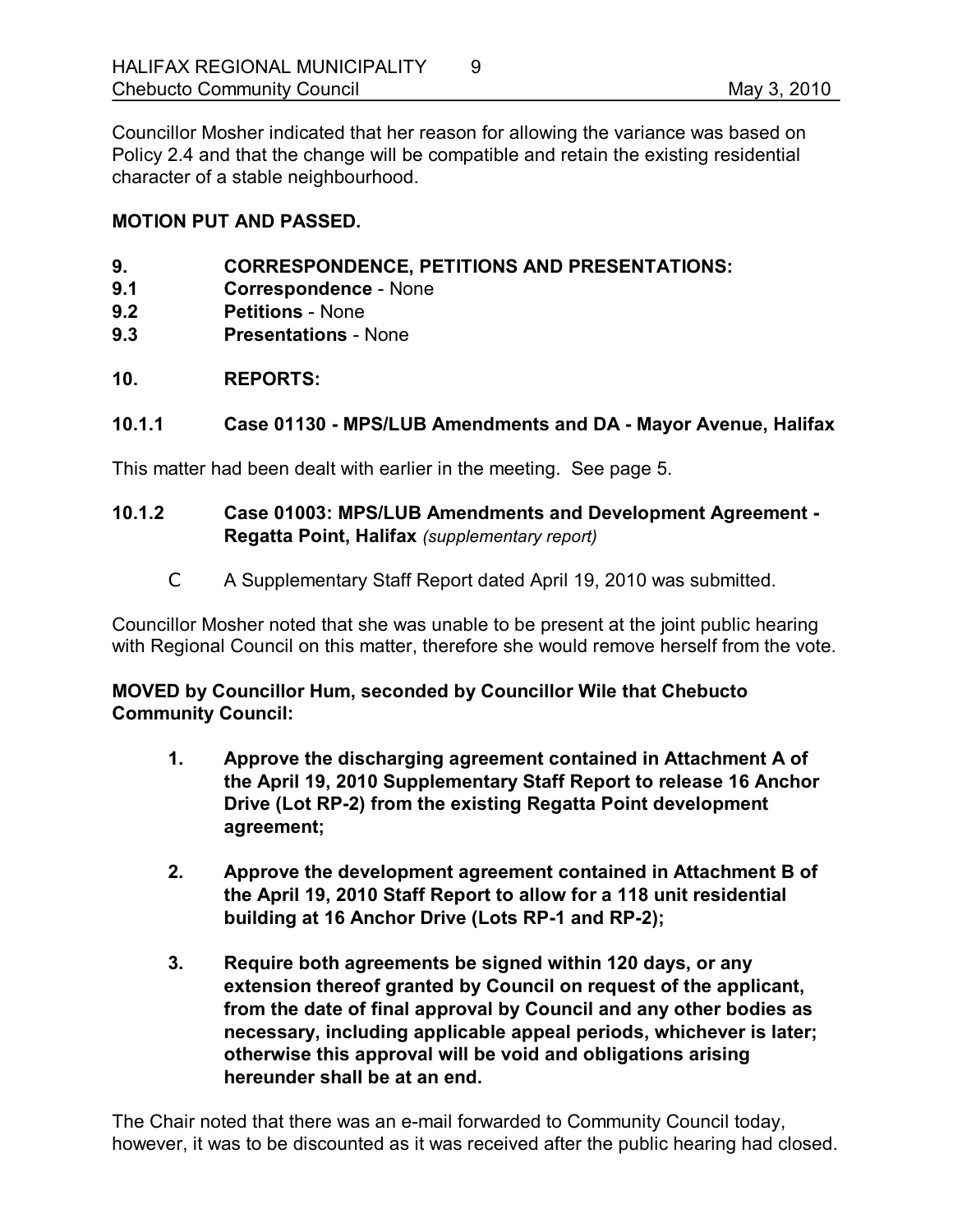Councillor Mosher indicated that her reason for allowing the variance was based on Policy 2.4 and that the change will be compatible and retain the existing residential character of a stable neighbourhood.

**MOTION PUT AND PASSED.**

**9. CORRESPONDENCE, PETITIONS AND PRESENTATIONS:**

**9.1 Correspondence** - None

**9.2 Petitions** - None

**9.3 Presentations** - None

**10. REPORTS:**

**10.1.1 Case 01130 - MPS/LUB Amendments and DA - Mayor Avenue, Halifax**

This matter had been dealt with earlier in the meeting. See page 5.

**10.1.2 Case 01003: MPS/LUB Amendments and Development Agreement - Regatta Point, Halifax** *(supplementary report)*

- A Supplementary Staff Report dated April 19, 2010 was submitted.

Councillor Mosher noted that she was unable to be present at the joint public hearing with Regional Council on this matter, therefore she would remove herself from the vote.

**MOVED by Councillor Hum, seconded by Councillor Wile that Chebucto Community Council:**

1. **Approve the discharging agreement contained in Attachment A of the April 19, 2010 Supplementary Staff Report to release 16 Anchor Drive (Lot RP-2) from the existing Regatta Point development agreement;**

2. **Approve the development agreement contained in Attachment B of the April 19, 2010 Staff Report to allow for a 118 unit residential building at 16 Anchor Drive (Lots RP-1 and RP-2);**

3. **Require both agreements be signed within 120 days, or any extension thereof granted by Council on request of the applicant, from the date of final approval by Council and any other bodies as necessary, including applicable appeal periods, whichever is later; otherwise this approval will be void and obligations arising hereunder shall be at an end.**

The Chair noted that there was an e-mail forwarded to Community Council today, however, it was to be discounted as it was received after the public hearing had closed.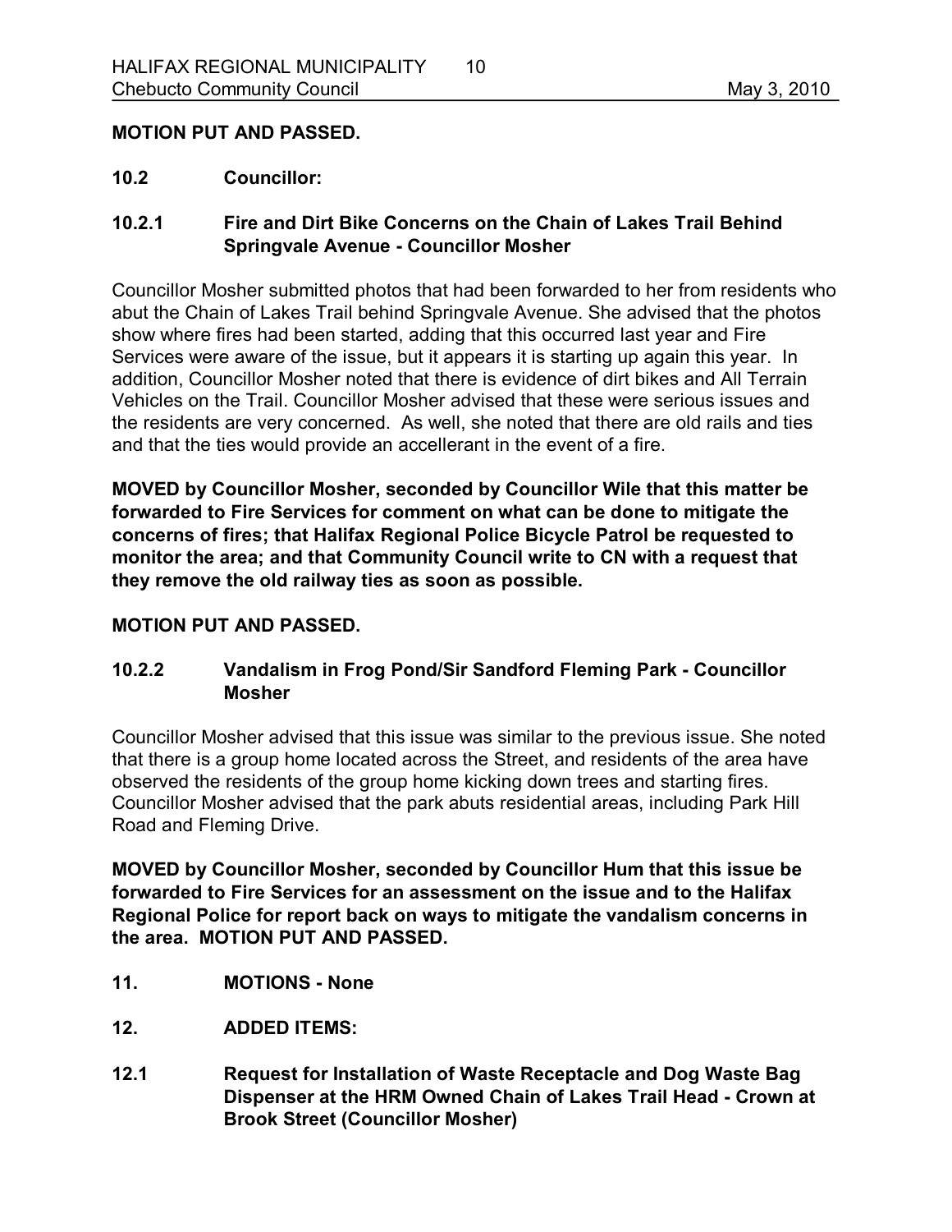**MOTION PUT AND PASSED.**

**10.2 Councillor:**

**10.2.1 Fire and Dirt Bike Concerns on the Chain of Lakes Trail Behind Springvale Avenue - Councillor Mosher**

Councillor Mosher submitted photos that had been forwarded to her from residents who abut the Chain of Lakes Trail behind Springvale Avenue. She advised that the photos show where fires had been started, adding that this occurred last year and Fire Services were aware of the issue, but it appears it is starting up again this year. In addition, Councillor Mosher noted that there is evidence of dirt bikes and All Terrain Vehicles on the Trail. Councillor Mosher advised that these were serious issues and the residents are very concerned. As well, she noted that there are old rails and ties and that the ties would provide an accellerant in the event of a fire.

**MOVED by Councillor Mosher, seconded by Councillor Wile that this matter be forwarded to Fire Services for comment on what can be done to mitigate the concerns of fires; that Halifax Regional Police Bicycle Patrol be requested to monitor the area; and that Community Council write to CN with a request that they remove the old railway ties as soon as possible.**

**MOTION PUT AND PASSED.**

**10.2.2 Vandalism in Frog Pond/Sir Sandford Fleming Park - Councillor Mosher**

Councillor Mosher advised that this issue was similar to the previous issue. She noted that there is a group home located across the Street, and residents of the area have observed the residents of the group home kicking down trees and starting fires. Councillor Mosher advised that the park abuts residential areas, including Park Hill Road and Fleming Drive.

**MOVED by Councillor Mosher, seconded by Councillor Hum that this issue be forwarded to Fire Services for an assessment on the issue and to the Halifax Regional Police for report back on ways to mitigate the vandalism concerns in the area. MOTION PUT AND PASSED.**

**11. MOTIONS - None**

**12. ADDED ITEMS:**

**12.1 Request for Installation of Waste Receptacle and Dog Waste Bag Dispenser at the HRM Owned Chain of Lakes Trail Head - Crown at Brook Street (Councillor Mosher)**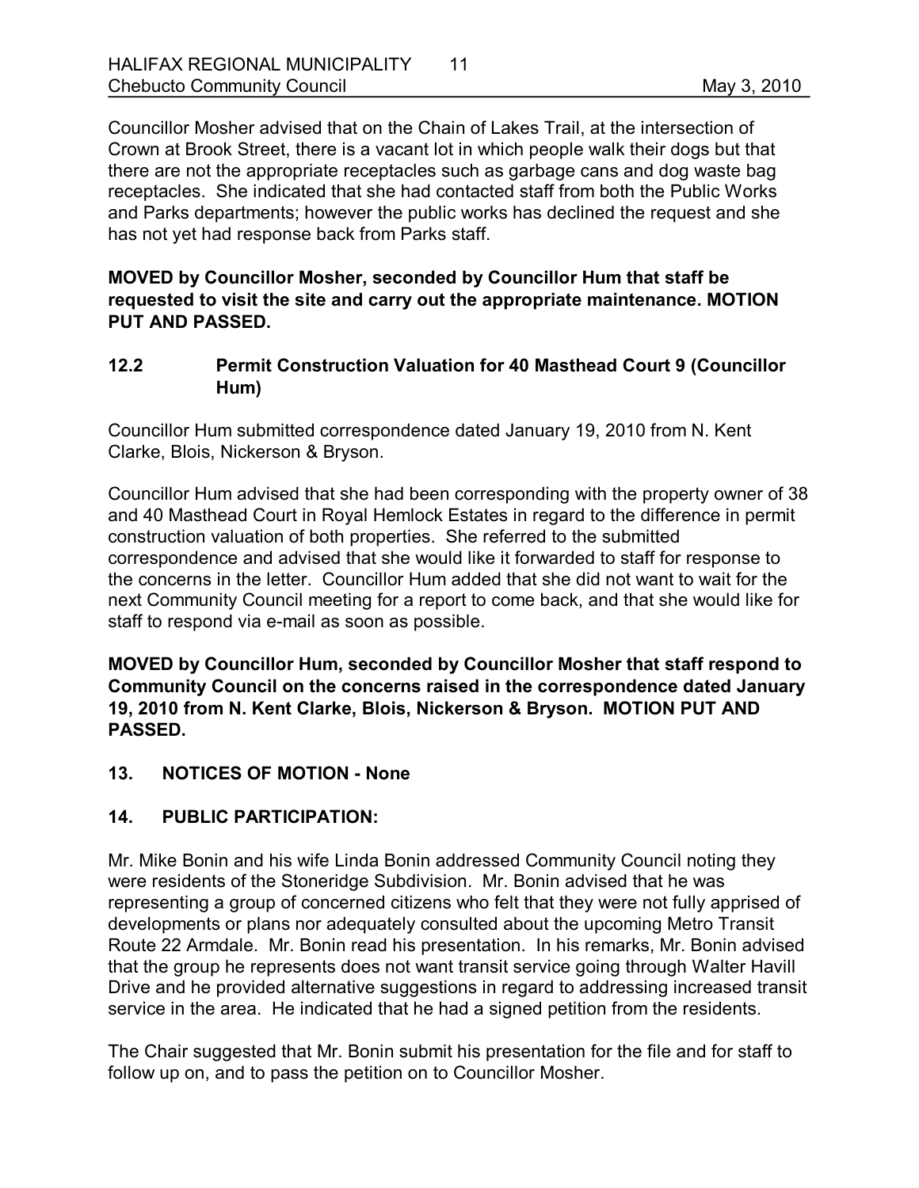Councillor Mosher advised that on the Chain of Lakes Trail, at the intersection of Crown at Brook Street, there is a vacant lot in which people walk their dogs but that there are not the appropriate receptacles such as garbage cans and dog waste bag receptacles. She indicated that she had contacted staff from both the Public Works and Parks departments; however the public works has declined the request and she has not yet had response back from Parks staff.

**MOVED by Councillor Mosher, seconded by Councillor Hum that staff be requested to visit the site and carry out the appropriate maintenance. MOTION PUT AND PASSED.**

### 12.2 Permit Construction Valuation for 40 Masthead Court 9 (Councillor Hum)

Councillor Hum submitted correspondence dated January 19, 2010 from N. Kent Clarke, Blois, Nickerson & Bryson.

Councillor Hum advised that she had been corresponding with the property owner of 38 and 40 Masthead Court in Royal Hemlock Estates in regard to the difference in permit construction valuation of both properties. She referred to the submitted correspondence and advised that she would like it forwarded to staff for response to the concerns in the letter. Councillor Hum added that she did not want to wait for the next Community Council meeting for a report to come back, and that she would like for staff to respond via e-mail as soon as possible.

**MOVED by Councillor Hum, seconded by Councillor Mosher that staff respond to Community Council on the concerns raised in the correspondence dated January 19, 2010 from N. Kent Clarke, Blois, Nickerson & Bryson. MOTION PUT AND PASSED.**

## 13. NOTICES OF MOTION - None

## 14. PUBLIC PARTICIPATION:

Mr. Mike Bonin and his wife Linda Bonin addressed Community Council noting they were residents of the Stoneridge Subdivision. Mr. Bonin advised that he was representing a group of concerned citizens who felt that they were not fully apprised of developments or plans nor adequately consulted about the upcoming Metro Transit Route 22 Armdale. Mr. Bonin read his presentation. In his remarks, Mr. Bonin advised that the group he represents does not want transit service going through Walter Havill Drive and he provided alternative suggestions in regard to addressing increased transit service in the area. He indicated that he had a signed petition from the residents.

The Chair suggested that Mr. Bonin submit his presentation for the file and for staff to follow up on, and to pass the petition on to Councillor Mosher.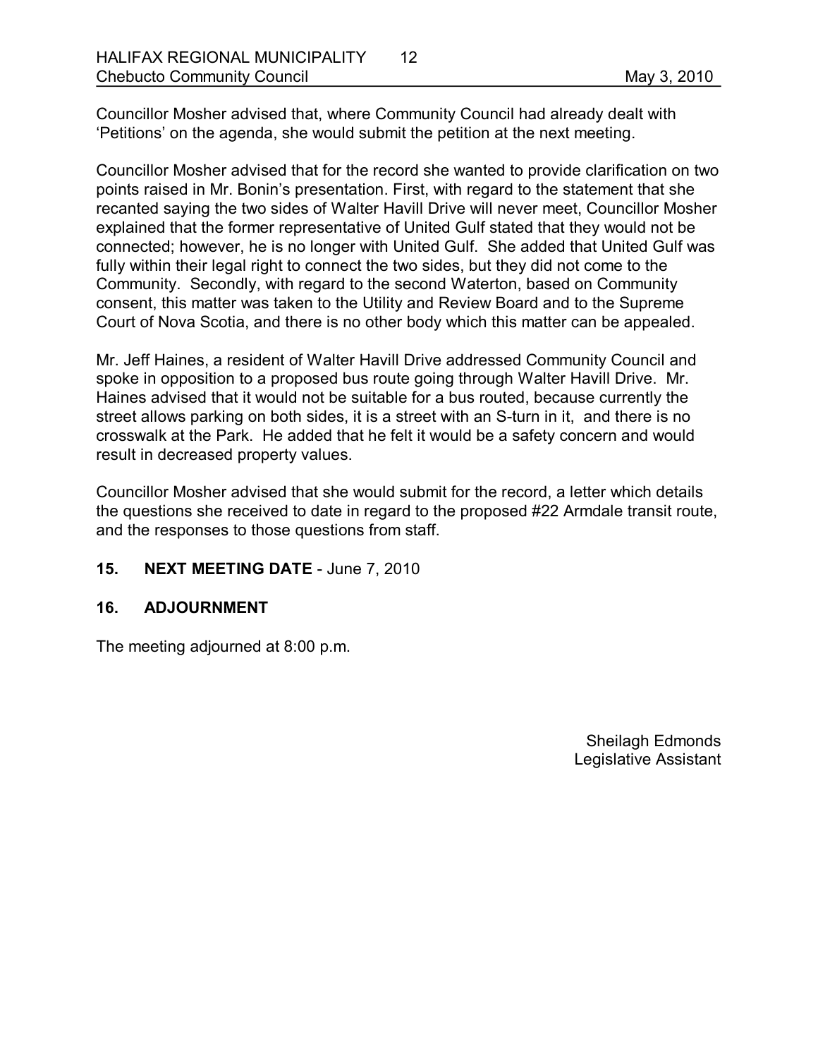Councillor Mosher advised that, where Community Council had already dealt with 'Petitions' on the agenda, she would submit the petition at the next meeting.

Councillor Mosher advised that for the record she wanted to provide clarification on two points raised in Mr. Bonin's presentation. First, with regard to the statement that she recanted saying the two sides of Walter Havill Drive will never meet, Councillor Mosher explained that the former representative of United Gulf stated that they would not be connected; however, he is no longer with United Gulf. She added that United Gulf was fully within their legal right to connect the two sides, but they did not come to the Community. Secondly, with regard to the second Waterton, based on Community consent, this matter was taken to the Utility and Review Board and to the Supreme Court of Nova Scotia, and there is no other body which this matter can be appealed.

Mr. Jeff Haines, a resident of Walter Havill Drive addressed Community Council and spoke in opposition to a proposed bus route going through Walter Havill Drive. Mr. Haines advised that it would not be suitable for a bus routed, because currently the street allows parking on both sides, it is a street with an S-turn in it, and there is no crosswalk at the Park. He added that he felt it would be a safety concern and would result in decreased property values.

Councillor Mosher advised that she would submit for the record, a letter which details the questions she received to date in regard to the proposed #22 Armdale transit route, and the responses to those questions from staff.

## 15. NEXT MEETING DATE - June 7, 2010

## 16. ADJOURNMENT

The meeting adjourned at 8:00 p.m.

Sheilagh Edmonds
Legislative Assistant